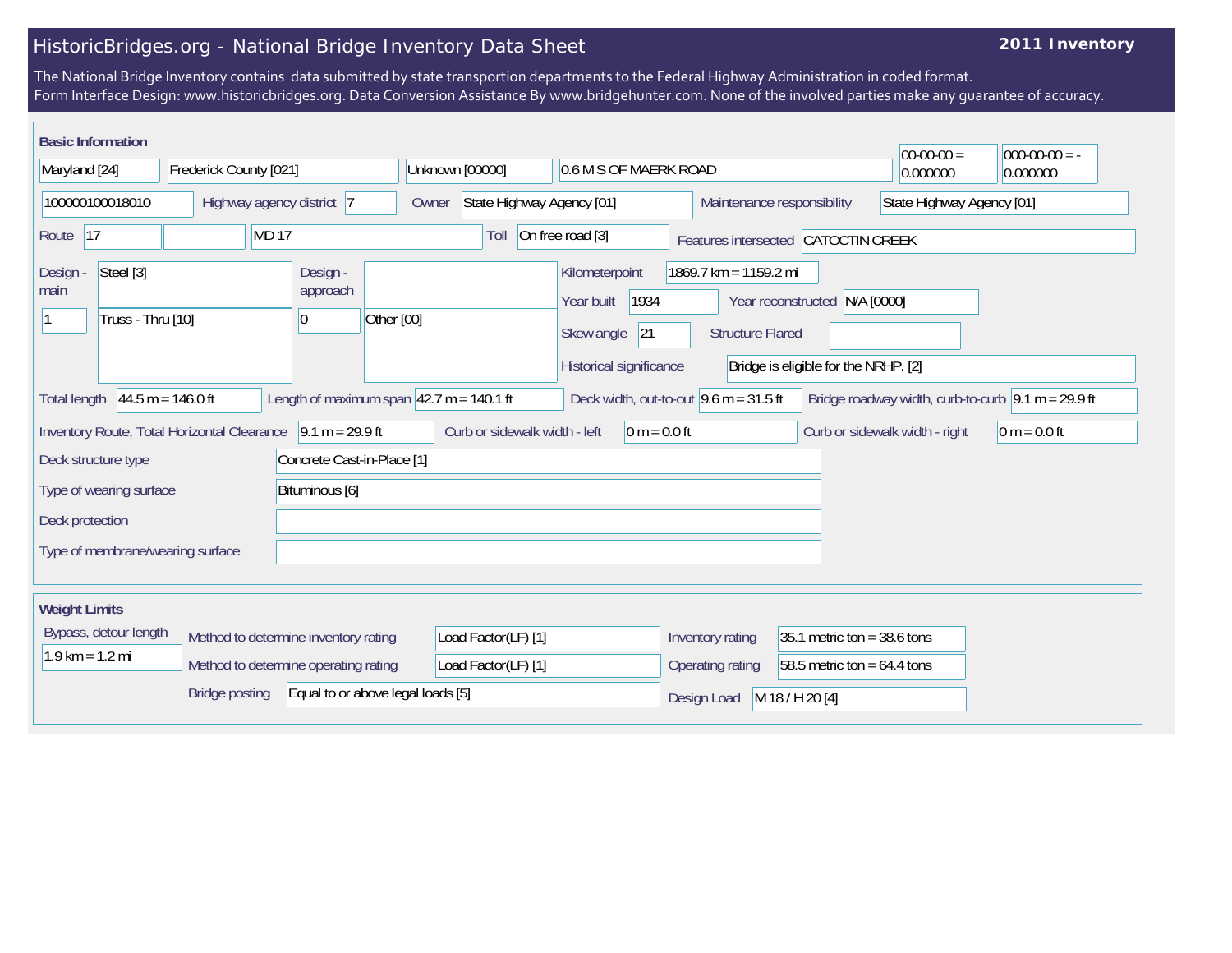# HistoricBridges.org - National Bridge Inventory Data Sheet

**2011 Inventory**

The National Bridge Inventory contains data submitted by state transportion departments to the Federal Highway Administration in coded format.
Form Interface Design: www.historicbridges.org. Data Conversion Assistance By www.bridgehunter.com. None of the involved parties make any guarantee of accuracy.

## Basic Information

| | |
|---|---|
| State | Maryland [24] |
| County | Frederick County [021] |
| Place | Unknown [00000] |
| Location | 0.6 M S OF MAERK ROAD |
| Latitude | 00-00-00 = 0.000000 |
| Longitude | 000-00-00 = - 0.000000 |
| Structure Number | 100000100018010 |
| Highway agency district | 7 |
| Owner | State Highway Agency [01] |
| Maintenance responsibility | State Highway Agency [01] |
| Route | 17 |
| Route Name | MD 17 |
| Toll | On free road [3] |
| Features intersected | CATOCTIN CREEK |
| Design - main | Steel [3] |
| Number of main spans | 1 |
| Main design type | Truss - Thru [10] |
| Design - approach | |
| Number of approach spans | 0 |
| Approach design type | Other [00] |
| Kilometerpoint | 1869.7 km = 1159.2 mi |
| Year built | 1934 |
| Year reconstructed | N/A [0000] |
| Skew angle | 21 |
| Structure Flared | |
| Historical significance | Bridge is eligible for the NRHP. [2] |
| Total length | 44.5 m = 146.0 ft |
| Length of maximum span | 42.7 m = 140.1 ft |
| Deck width, out-to-out | 9.6 m = 31.5 ft |
| Bridge roadway width, curb-to-curb | 9.1 m = 29.9 ft |
| Inventory Route, Total Horizontal Clearance | 9.1 m = 29.9 ft |
| Curb or sidewalk width - left | 0 m = 0.0 ft |
| Curb or sidewalk width - right | 0 m = 0.0 ft |
| Deck structure type | Concrete Cast-in-Place [1] |
| Type of wearing surface | Bituminous [6] |
| Deck protection | |
| Type of membrane/wearing surface | |

## Weight Limits

| | |
|---|---|
| Bypass, detour length | 1.9 km = 1.2 mi |
| Method to determine inventory rating | Load Factor(LF) [1] |
| Method to determine operating rating | Load Factor(LF) [1] |
| Bridge posting | Equal to or above legal loads [5] |
| Inventory rating | 35.1 metric ton = 38.6 tons |
| Operating rating | 58.5 metric ton = 64.4 tons |
| Design Load | M 18 / H 20 [4] |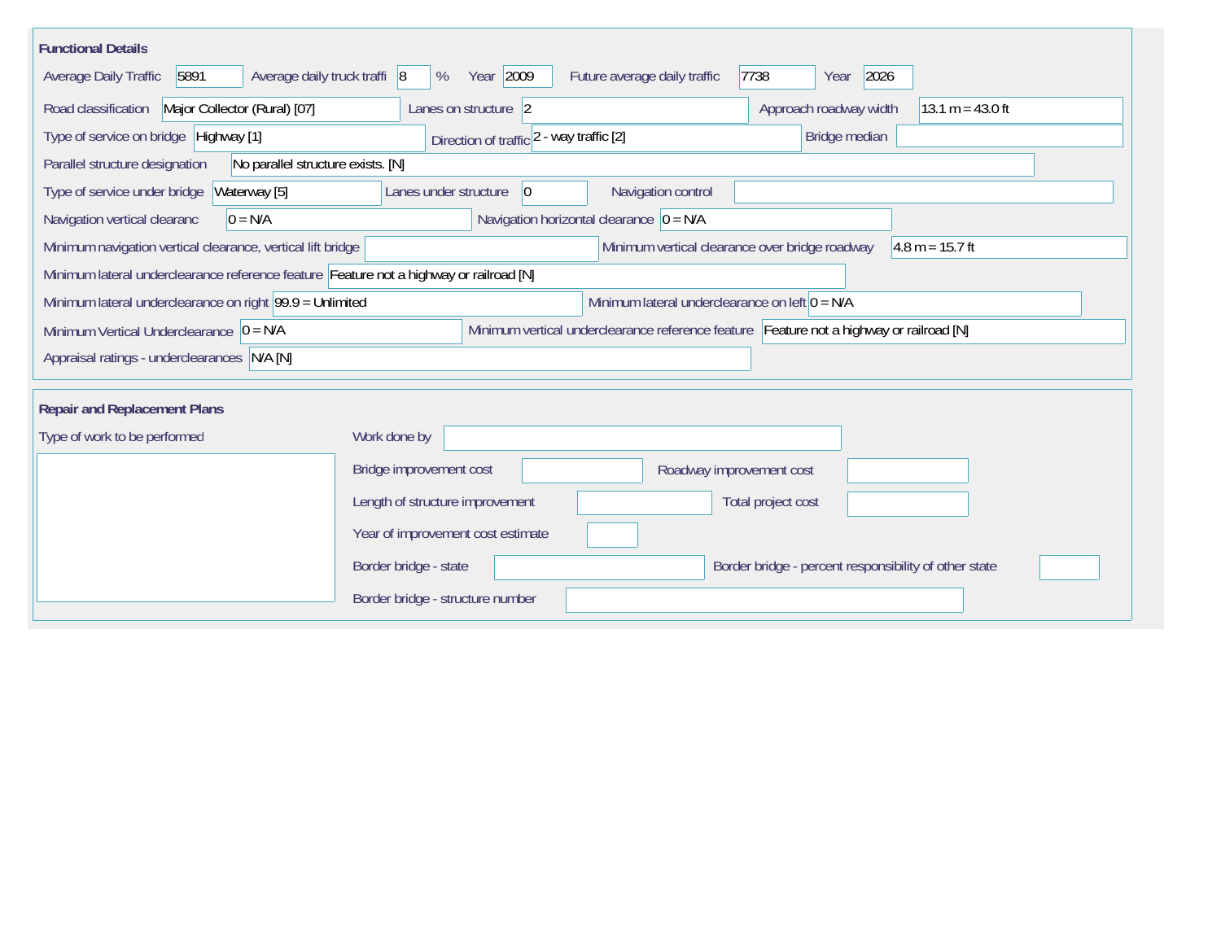## Functional Details

Average Daily Traffic: 5891
Average daily truck traffi: 8 %
Year: 2009
Future average daily traffic: 7738
Year: 2026

Road classification: Major Collector (Rural) [07]
Lanes on structure: 2
Approach roadway width: 13.1 m = 43.0 ft

Type of service on bridge: Highway [1]
Direction of traffic: 2 - way traffic [2]
Bridge median:

Parallel structure designation: No parallel structure exists. [N]

Type of service under bridge: Waterway [5]
Lanes under structure: 0
Navigation control:

Navigation vertical clearanc: 0 = N/A
Navigation horizontal clearance: 0 = N/A

Minimum navigation vertical clearance, vertical lift bridge:
Minimum vertical clearance over bridge roadway: 4.8 m = 15.7 ft

Minimum lateral underclearance reference feature: Feature not a highway or railroad [N]

Minimum lateral underclearance on right: 99.9 = Unlimited
Minimum lateral underclearance on left: 0 = N/A

Minimum Vertical Underclearance: 0 = N/A
Minimum vertical underclearance reference feature: Feature not a highway or railroad [N]

Appraisal ratings - underclearances: N/A [N]

## Repair and Replacement Plans

Type of work to be performed:

Work done by:

Bridge improvement cost:
Roadway improvement cost:

Length of structure improvement:
Total project cost:

Year of improvement cost estimate:

Border bridge - state:
Border bridge - percent responsibility of other state:

Border bridge - structure number: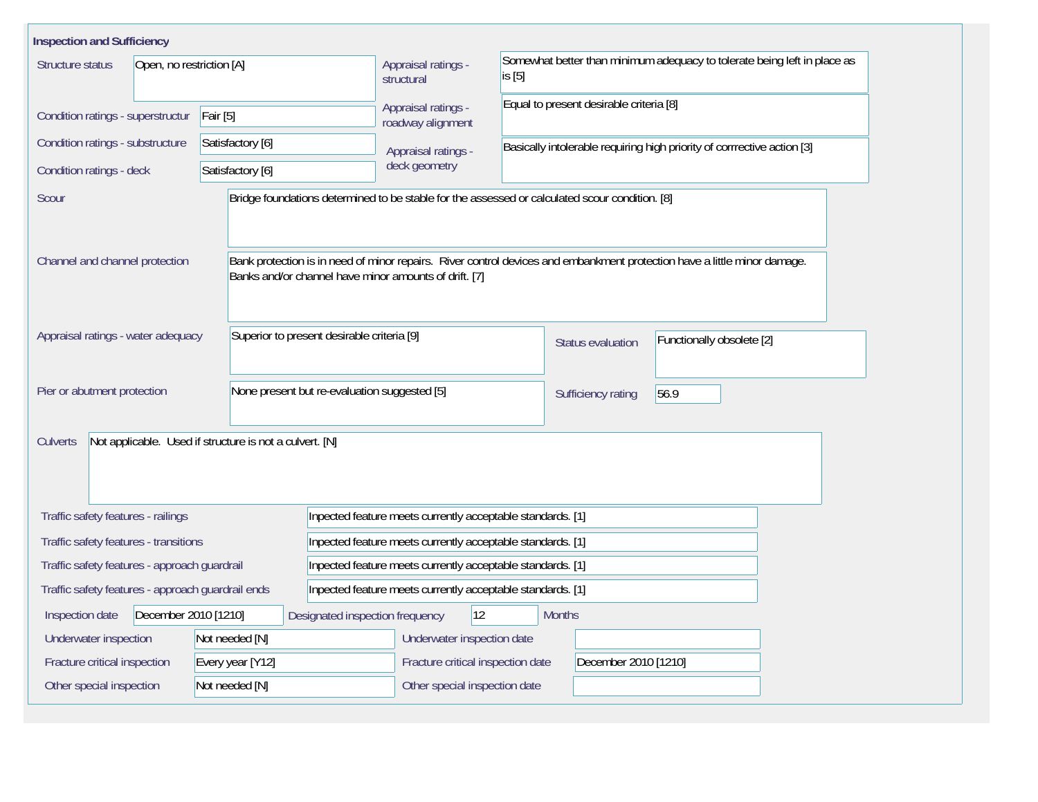## Inspection and Sufficiency

| | |
|---|---|
| Structure status | Open, no restriction [A] |
| Appraisal ratings - structural | Somewhat better than minimum adequacy to tolerate being left in place as is [5] |
| Condition ratings - superstructur | Fair [5] |
| Appraisal ratings - roadway alignment | Equal to present desirable criteria [8] |
| Condition ratings - substructure | Satisfactory [6] |
| Appraisal ratings - deck geometry | Basically intolerable requiring high priority of corrrective action [3] |
| Condition ratings - deck | Satisfactory [6] |
| Scour | Bridge foundations determined to be stable for the assessed or calculated scour condition. [8] |
| Channel and channel protection | Bank protection is in need of minor repairs. River control devices and embankment protection have a little minor damage. Banks and/or channel have minor amounts of drift. [7] |
| Appraisal ratings - water adequacy | Superior to present desirable criteria [9] |
| Status evaluation | Functionally obsolete [2] |
| Pier or abutment protection | None present but re-evaluation suggested [5] |
| Sufficiency rating | 56.9 |
| Culverts | Not applicable. Used if structure is not a culvert. [N] |
| Traffic safety features - railings | Inpected feature meets currently acceptable standards. [1] |
| Traffic safety features - transitions | Inpected feature meets currently acceptable standards. [1] |
| Traffic safety features - approach guardrail | Inpected feature meets currently acceptable standards. [1] |
| Traffic safety features - approach guardrail ends | Inpected feature meets currently acceptable standards. [1] |
| Inspection date | December 2010 [1210] |
| Designated inspection frequency | 12 Months |
| Underwater inspection | Not needed [N] |
| Underwater inspection date | |
| Fracture critical inspection | Every year [Y12] |
| Fracture critical inspection date | December 2010 [1210] |
| Other special inspection | Not needed [N] |
| Other special inspection date | |